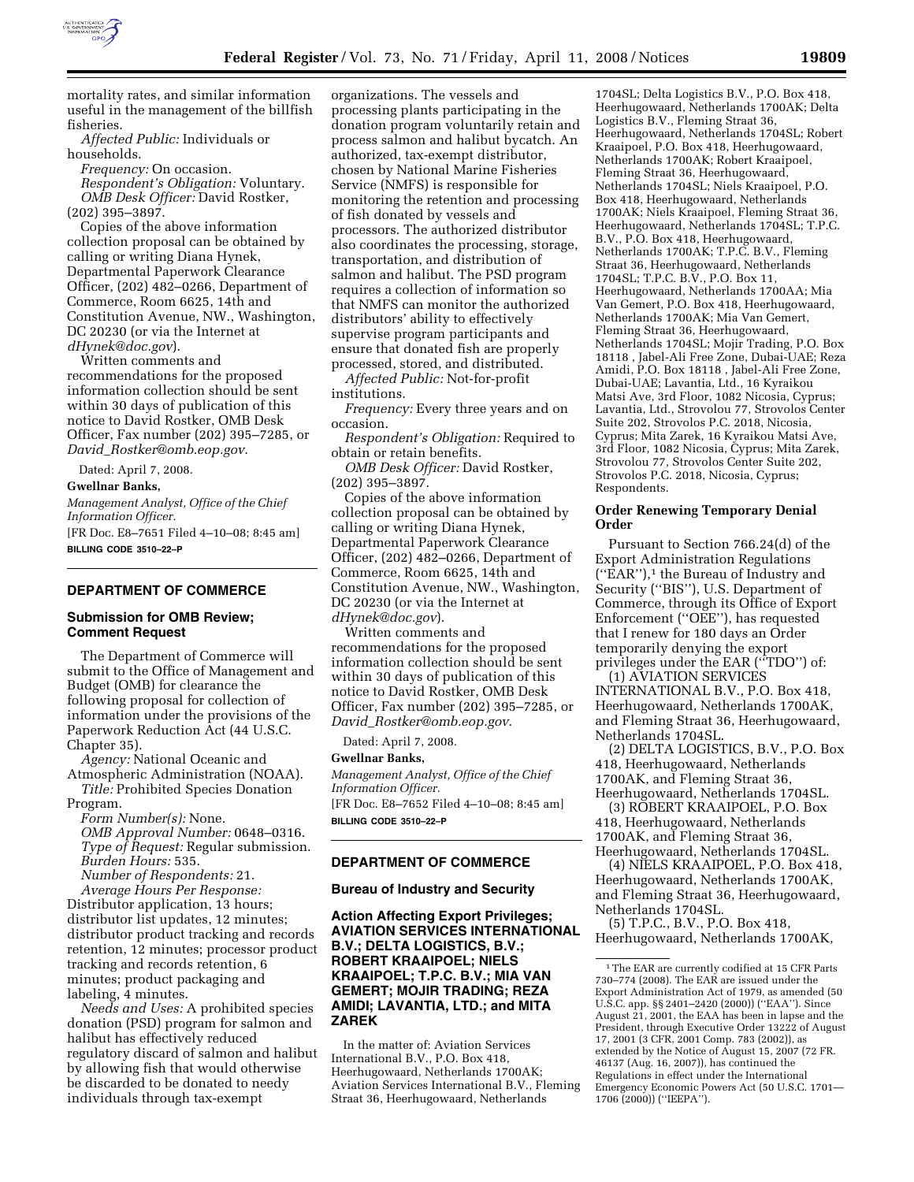mortality rates, and similar information useful in the management of the billfish fisheries.

*Affected Public:* Individuals or households.

*Frequency:* On occasion.

*Respondent's Obligation:* Voluntary.

*OMB Desk Officer:* David Rostker, (202) 395–3897.

Copies of the above information collection proposal can be obtained by calling or writing Diana Hynek, Departmental Paperwork Clearance Officer, (202) 482–0266, Department of Commerce, Room 6625, 14th and Constitution Avenue, NW., Washington, DC 20230 (or via the Internet at *dHynek@doc.gov*).

Written comments and recommendations for the proposed information collection should be sent within 30 days of publication of this notice to David Rostker, OMB Desk Officer, Fax number (202) 395–7285, or *David_Rostker@omb.eop.gov*.

Dated: April 7, 2008.

**Gwellnar Banks,**

*Management Analyst, Office of the Chief Information Officer.*

[FR Doc. E8–7651 Filed 4–10–08; 8:45 am]

**BILLING CODE 3510–22–P**

## DEPARTMENT OF COMMERCE

### Submission for OMB Review; Comment Request

The Department of Commerce will submit to the Office of Management and Budget (OMB) for clearance the following proposal for collection of information under the provisions of the Paperwork Reduction Act (44 U.S.C. Chapter 35).

*Agency:* National Oceanic and Atmospheric Administration (NOAA).

*Title:* Prohibited Species Donation Program.

*Form Number(s):* None.

*OMB Approval Number:* 0648–0316.

*Type of Request:* Regular submission.

*Burden Hours:* 535.

*Number of Respondents:* 21.

*Average Hours Per Response:* Distributor application, 13 hours; distributor list updates, 12 minutes; distributor product tracking and records retention, 12 minutes; processor product tracking and records retention, 6 minutes; product packaging and labeling, 4 minutes.

*Needs and Uses:* A prohibited species donation (PSD) program for salmon and halibut has effectively reduced regulatory discard of salmon and halibut by allowing fish that would otherwise be discarded to be donated to needy individuals through tax-exempt organizations. The vessels and processing plants participating in the donation program voluntarily retain and process salmon and halibut bycatch. An authorized, tax-exempt distributor, chosen by National Marine Fisheries Service (NMFS) is responsible for monitoring the retention and processing of fish donated by vessels and processors. The authorized distributor also coordinates the processing, storage, transportation, and distribution of salmon and halibut. The PSD program requires a collection of information so that NMFS can monitor the authorized distributors' ability to effectively supervise program participants and ensure that donated fish are properly processed, stored, and distributed.

*Affected Public:* Not-for-profit institutions.

*Frequency:* Every three years and on occasion.

*Respondent's Obligation:* Required to obtain or retain benefits.

*OMB Desk Officer:* David Rostker, (202) 395–3897.

Copies of the above information collection proposal can be obtained by calling or writing Diana Hynek, Departmental Paperwork Clearance Officer, (202) 482–0266, Department of Commerce, Room 6625, 14th and Constitution Avenue, NW., Washington, DC 20230 (or via the Internet at *dHynek@doc.gov*).

Written comments and recommendations for the proposed information collection should be sent within 30 days of publication of this notice to David Rostker, OMB Desk Officer, Fax number (202) 395–7285, or *David_Rostker@omb.eop.gov*.

Dated: April 7, 2008.

**Gwellnar Banks,**

*Management Analyst, Office of the Chief Information Officer.*

[FR Doc. E8–7652 Filed 4–10–08; 8:45 am]

**BILLING CODE 3510–22–P**

## DEPARTMENT OF COMMERCE

### Bureau of Industry and Security

### Action Affecting Export Privileges; AVIATION SERVICES INTERNATIONAL B.V.; DELTA LOGISTICS, B.V.; ROBERT KRAAIPOEL; NIELS KRAAIPOEL; T.P.C. B.V.; MIA VAN GEMERT; MOJIR TRADING; REZA AMIDI; LAVANTIA, LTD.; and MITA ZAREK

In the matter of: Aviation Services International B.V., P.O. Box 418, Heerhugowaard, Netherlands 1700AK; Aviation Services International B.V., Fleming Straat 36, Heerhugowaard, Netherlands 1704SL; Delta Logistics B.V., P.O. Box 418, Heerhugowaard, Netherlands 1700AK; Delta Logistics B.V., Fleming Straat 36, Heerhugowaard, Netherlands 1704SL; Robert Kraaipoel, P.O. Box 418, Heerhugowaard, Netherlands 1700AK; Robert Kraaipoel, Fleming Straat 36, Heerhugowaard, Netherlands 1704SL; Niels Kraaipoel, P.O. Box 418, Heerhugowaard, Netherlands 1700AK; Niels Kraaipoel, Fleming Straat 36, Heerhugowaard, Netherlands 1704SL; T.P.C. B.V., P.O. Box 418, Heerhugowaard, Netherlands 1700AK; T.P.C. B.V., Fleming Straat 36, Heerhugowaard, Netherlands 1704SL; T.P.C. B.V., P.O. Box 11, Heerhugowaard, Netherlands 1700AA; Mia Van Gemert, P.O. Box 418, Heerhugowaard, Netherlands 1700AK; Mia Van Gemert, Fleming Straat 36, Heerhugowaard, Netherlands 1704SL; Mojir Trading, P.O. Box 18118 , Jabel-Ali Free Zone, Dubai-UAE; Reza Amidi, P.O. Box 18118 , Jabel-Ali Free Zone, Dubai-UAE; Lavantia, Ltd., 16 Kyraikou Matsi Ave, 3rd Floor, 1082 Nicosia, Cyprus; Lavantia, Ltd., Strovolou 77, Strovolos Center Suite 202, Strovolos P.C. 2018, Nicosia, Cyprus; Mita Zarek, 16 Kyraikou Matsi Ave, 3rd Floor, 1082 Nicosia, Cyprus; Mita Zarek, Strovolou 77, Strovolos Center Suite 202, Strovolos P.C. 2018, Nicosia, Cyprus; Respondents.

### Order Renewing Temporary Denial Order

Pursuant to Section 766.24(d) of the Export Administration Regulations (''EAR''),[1] the Bureau of Industry and Security (''BIS''), U.S. Department of Commerce, through its Office of Export Enforcement (''OEE''), has requested that I renew for 180 days an Order temporarily denying the export privileges under the EAR (''TDO'') of:

(1) AVIATION SERVICES INTERNATIONAL B.V., P.O. Box 418, Heerhugowaard, Netherlands 1700AK, and Fleming Straat 36, Heerhugowaard, Netherlands 1704SL.

(2) DELTA LOGISTICS, B.V., P.O. Box 418, Heerhugowaard, Netherlands 1700AK, and Fleming Straat 36, Heerhugowaard, Netherlands 1704SL.

(3) ROBERT KRAAIPOEL, P.O. Box 418, Heerhugowaard, Netherlands 1700AK, and Fleming Straat 36, Heerhugowaard, Netherlands 1704SL.

(4) NIELS KRAAIPOEL, P.O. Box 418, Heerhugowaard, Netherlands 1700AK, and Fleming Straat 36, Heerhugowaard, Netherlands 1704SL.

(5) T.P.C., B.V., P.O. Box 418, Heerhugowaard, Netherlands 1700AK,

[1] The EAR are currently codified at 15 CFR Parts 730–774 (2008). The EAR are issued under the Export Administration Act of 1979, as amended (50 U.S.C. app. §§ 2401–2420 (2000)) (''EAA''). Since August 21, 2001, the EAA has been in lapse and the President, through Executive Order 13222 of August 17, 2001 (3 CFR, 2001 Comp. 783 (2002)), as extended by the Notice of August 15, 2007 (72 FR. 46137 (Aug. 16, 2007)), has continued the Regulations in effect under the International Emergency Economic Powers Act (50 U.S.C. 1701—1706 (2000)) (''IEEPA'').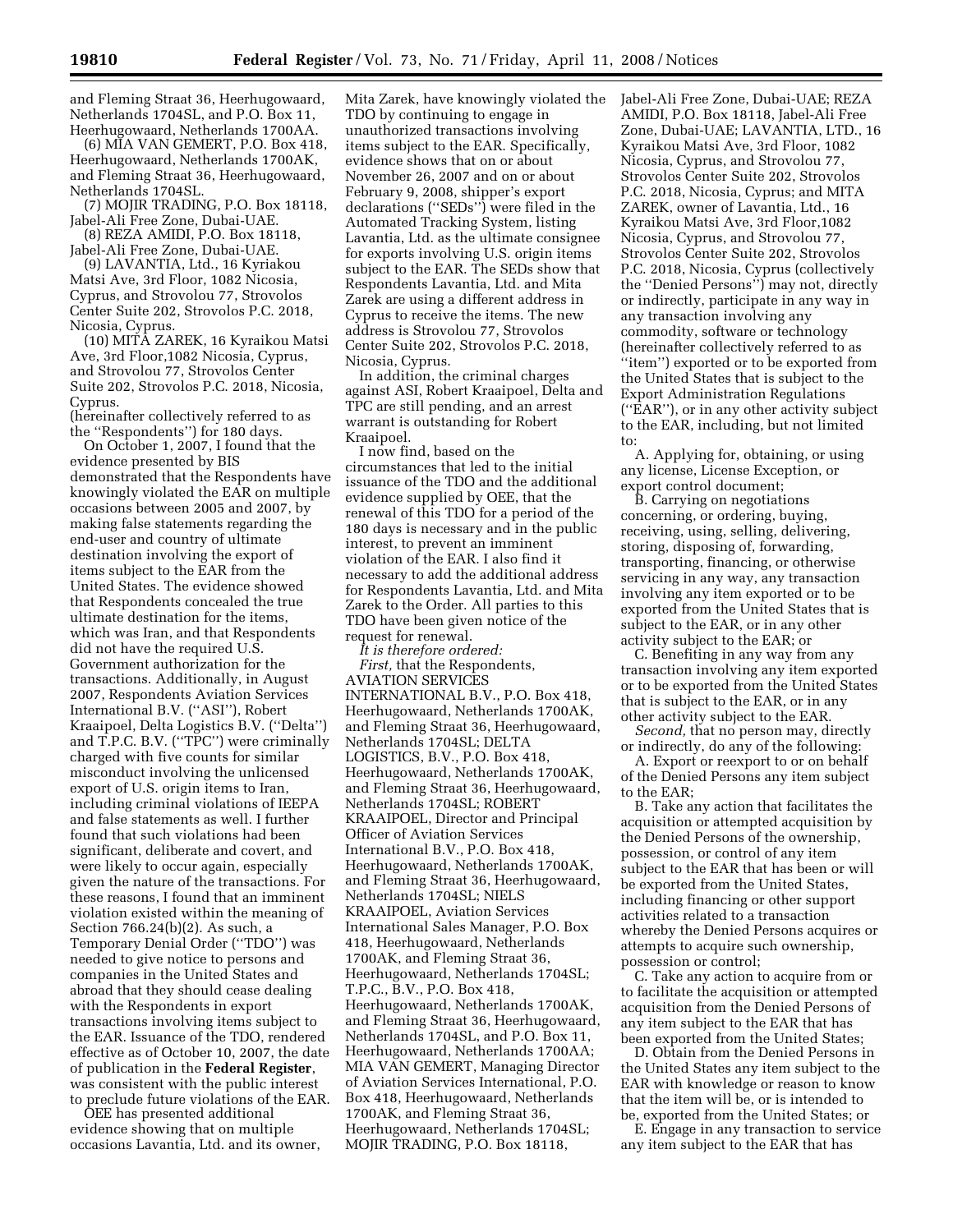and Fleming Straat 36, Heerhugowaard, Netherlands 1704SL, and P.O. Box 11, Heerhugowaard, Netherlands 1700AA.

(6) MIA VAN GEMERT, P.O. Box 418, Heerhugowaard, Netherlands 1700AK, and Fleming Straat 36, Heerhugowaard, Netherlands 1704SL.

(7) MOJIR TRADING, P.O. Box 18118, Jabel-Ali Free Zone, Dubai-UAE.

(8) REZA AMIDI, P.O. Box 18118, Jabel-Ali Free Zone, Dubai-UAE.

(9) LAVANTIA, Ltd., 16 Kyriakou Matsi Ave, 3rd Floor, 1082 Nicosia, Cyprus, and Strovolou 77, Strovolos Center Suite 202, Strovolos P.C. 2018, Nicosia, Cyprus.

(10) MITA ZAREK, 16 Kyraikou Matsi Ave, 3rd Floor,1082 Nicosia, Cyprus, and Strovolou 77, Strovolos Center Suite 202, Strovolos P.C. 2018, Nicosia, Cyprus.

(hereinafter collectively referred to as the ''Respondents'') for 180 days.

On October 1, 2007, I found that the evidence presented by BIS demonstrated that the Respondents have knowingly violated the EAR on multiple occasions between 2005 and 2007, by making false statements regarding the end-user and country of ultimate destination involving the export of items subject to the EAR from the United States. The evidence showed that Respondents concealed the true ultimate destination for the items, which was Iran, and that Respondents did not have the required U.S. Government authorization for the transactions. Additionally, in August 2007, Respondents Aviation Services International B.V. (''ASI''), Robert Kraaipoel, Delta Logistics B.V. (''Delta'') and T.P.C. B.V. (''TPC'') were criminally charged with five counts for similar misconduct involving the unlicensed export of U.S. origin items to Iran, including criminal violations of IEEPA and false statements as well. I further found that such violations had been significant, deliberate and covert, and were likely to occur again, especially given the nature of the transactions. For these reasons, I found that an imminent violation existed within the meaning of Section 766.24(b)(2). As such, a Temporary Denial Order (''TDO'') was needed to give notice to persons and companies in the United States and abroad that they should cease dealing with the Respondents in export transactions involving items subject to the EAR. Issuance of the TDO, rendered effective as of October 10, 2007, the date of publication in the **Federal Register**, was consistent with the public interest to preclude future violations of the EAR.

OEE has presented additional evidence showing that on multiple occasions Lavantia, Ltd. and its owner, Mita Zarek, have knowingly violated the TDO by continuing to engage in unauthorized transactions involving items subject to the EAR. Specifically, evidence shows that on or about November 26, 2007 and on or about February 9, 2008, shipper's export declarations (''SEDs'') were filed in the Automated Tracking System, listing Lavantia, Ltd. as the ultimate consignee for exports involving U.S. origin items subject to the EAR. The SEDs show that Respondents Lavantia, Ltd. and Mita Zarek are using a different address in Cyprus to receive the items. The new address is Strovolou 77, Strovolos Center Suite 202, Strovolos P.C. 2018, Nicosia, Cyprus.

In addition, the criminal charges against ASI, Robert Kraaipoel, Delta and TPC are still pending, and an arrest warrant is outstanding for Robert Kraaipoel.

I now find, based on the circumstances that led to the initial issuance of the TDO and the additional evidence supplied by OEE, that the renewal of this TDO for a period of the 180 days is necessary and in the public interest, to prevent an imminent violation of the EAR. I also find it necessary to add the additional address for Respondents Lavantia, Ltd. and Mita Zarek to the Order. All parties to this TDO have been given notice of the request for renewal.

*It is therefore ordered:*

*First,* that the Respondents, AVIATION SERVICES INTERNATIONAL B.V., P.O. Box 418, Heerhugowaard, Netherlands 1700AK, and Fleming Straat 36, Heerhugowaard, Netherlands 1704SL; DELTA LOGISTICS, B.V., P.O. Box 418, Heerhugowaard, Netherlands 1700AK, and Fleming Straat 36, Heerhugowaard, Netherlands 1704SL; ROBERT KRAAIPOEL, Director and Principal Officer of Aviation Services International B.V., P.O. Box 418, Heerhugowaard, Netherlands 1700AK, and Fleming Straat 36, Heerhugowaard, Netherlands 1704SL; NIELS KRAAIPOEL, Aviation Services International Sales Manager, P.O. Box 418, Heerhugowaard, Netherlands 1700AK, and Fleming Straat 36, Heerhugowaard, Netherlands 1704SL; T.P.C., B.V., P.O. Box 418, Heerhugowaard, Netherlands 1700AK, and Fleming Straat 36, Heerhugowaard, Netherlands 1704SL, and P.O. Box 11, Heerhugowaard, Netherlands 1700AA; MIA VAN GEMERT, Managing Director of Aviation Services International, P.O. Box 418, Heerhugowaard, Netherlands 1700AK, and Fleming Straat 36, Heerhugowaard, Netherlands 1704SL; MOJIR TRADING, P.O. Box 18118, Jabel-Ali Free Zone, Dubai-UAE; REZA AMIDI, P.O. Box 18118, Jabel-Ali Free Zone, Dubai-UAE; LAVANTIA, LTD., 16 Kyraikou Matsi Ave, 3rd Floor, 1082 Nicosia, Cyprus, and Strovolou 77, Strovolos Center Suite 202, Strovolos P.C. 2018, Nicosia, Cyprus; and MITA ZAREK, owner of Lavantia, Ltd., 16 Kyraikou Matsi Ave, 3rd Floor,1082 Nicosia, Cyprus, and Strovolou 77, Strovolos Center Suite 202, Strovolos P.C. 2018, Nicosia, Cyprus (collectively the ''Denied Persons'') may not, directly or indirectly, participate in any way in any transaction involving any commodity, software or technology (hereinafter collectively referred to as ''item'') exported or to be exported from the United States that is subject to the Export Administration Regulations (''EAR''), or in any other activity subject to the EAR, including, but not limited to:

A. Applying for, obtaining, or using any license, License Exception, or export control document;

B. Carrying on negotiations concerning, or ordering, buying, receiving, using, selling, delivering, storing, disposing of, forwarding, transporting, financing, or otherwise servicing in any way, any transaction involving any item exported or to be exported from the United States that is subject to the EAR, or in any other activity subject to the EAR; or

C. Benefiting in any way from any transaction involving any item exported or to be exported from the United States that is subject to the EAR, or in any other activity subject to the EAR.

*Second,* that no person may, directly or indirectly, do any of the following:

A. Export or reexport to or on behalf of the Denied Persons any item subject to the EAR;

B. Take any action that facilitates the acquisition or attempted acquisition by the Denied Persons of the ownership, possession, or control of any item subject to the EAR that has been or will be exported from the United States, including financing or other support activities related to a transaction whereby the Denied Persons acquires or attempts to acquire such ownership, possession or control;

C. Take any action to acquire from or to facilitate the acquisition or attempted acquisition from the Denied Persons of any item subject to the EAR that has been exported from the United States;

D. Obtain from the Denied Persons in the United States any item subject to the EAR with knowledge or reason to know that the item will be, or is intended to be, exported from the United States; or

E. Engage in any transaction to service any item subject to the EAR that has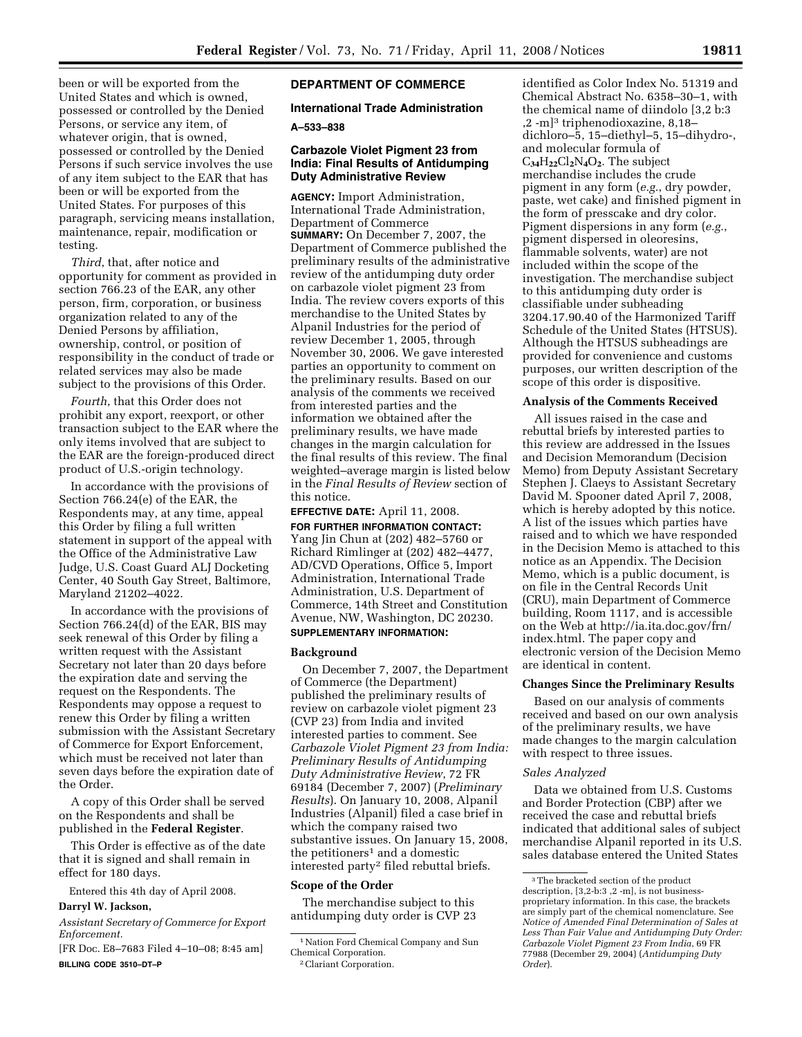been or will be exported from the United States and which is owned, possessed or controlled by the Denied Persons, or service any item, of whatever origin, that is owned, possessed or controlled by the Denied Persons if such service involves the use of any item subject to the EAR that has been or will be exported from the United States. For purposes of this paragraph, servicing means installation, maintenance, repair, modification or testing.

*Third*, that, after notice and opportunity for comment as provided in section 766.23 of the EAR, any other person, firm, corporation, or business organization related to any of the Denied Persons by affiliation, ownership, control, or position of responsibility in the conduct of trade or related services may also be made subject to the provisions of this Order.

*Fourth*, that this Order does not prohibit any export, reexport, or other transaction subject to the EAR where the only items involved that are subject to the EAR are the foreign-produced direct product of U.S.-origin technology.

In accordance with the provisions of Section 766.24(e) of the EAR, the Respondents may, at any time, appeal this Order by filing a full written statement in support of the appeal with the Office of the Administrative Law Judge, U.S. Coast Guard ALJ Docketing Center, 40 South Gay Street, Baltimore, Maryland 21202–4022.

In accordance with the provisions of Section 766.24(d) of the EAR, BIS may seek renewal of this Order by filing a written request with the Assistant Secretary not later than 20 days before the expiration date and serving the request on the Respondents. The Respondents may oppose a request to renew this Order by filing a written submission with the Assistant Secretary of Commerce for Export Enforcement, which must be received not later than seven days before the expiration date of the Order.

A copy of this Order shall be served on the Respondents and shall be published in the **Federal Register**.

This Order is effective as of the date that it is signed and shall remain in effect for 180 days.

Entered this 4th day of April 2008.

**Darryl W. Jackson,**

*Assistant Secretary of Commerce for Export Enforcement.*

[FR Doc. E8–7683 Filed 4–10–08; 8:45 am]

**BILLING CODE 3510–DT–P**

## DEPARTMENT OF COMMERCE

### International Trade Administration

**A–533–838**

### Carbazole Violet Pigment 23 from India: Final Results of Antidumping Duty Administrative Review

**AGENCY:** Import Administration, International Trade Administration, Department of Commerce

**SUMMARY:** On December 7, 2007, the Department of Commerce published the preliminary results of the administrative review of the antidumping duty order on carbazole violet pigment 23 from India. The review covers exports of this merchandise to the United States by Alpanil Industries for the period of review December 1, 2005, through November 30, 2006. We gave interested parties an opportunity to comment on the preliminary results. Based on our analysis of the comments we received from interested parties and the information we obtained after the preliminary results, we have made changes in the margin calculation for the final results of this review. The final weighted–average margin is listed below in the *Final Results of Review* section of this notice.

**EFFECTIVE DATE:** April 11, 2008.

**FOR FURTHER INFORMATION CONTACT:** Yang Jin Chun at (202) 482–5760 or Richard Rimlinger at (202) 482–4477, AD/CVD Operations, Office 5, Import Administration, International Trade Administration, U.S. Department of Commerce, 14th Street and Constitution Avenue, NW, Washington, DC 20230.

**SUPPLEMENTARY INFORMATION:**

**Background**

On December 7, 2007, the Department of Commerce (the Department) published the preliminary results of review on carbazole violet pigment 23 (CVP 23) from India and invited interested parties to comment. See *Carbazole Violet Pigment 23 from India: Preliminary Results of Antidumping Duty Administrative Review*, 72 FR 69184 (December 7, 2007) (*Preliminary Results*). On January 10, 2008, Alpanil Industries (Alpanil) filed a case brief in which the company raised two substantive issues. On January 15, 2008, the petitioners[1] and a domestic interested party[2] filed rebuttal briefs.

**Scope of the Order**

The merchandise subject to this antidumping duty order is CVP 23 identified as Color Index No. 51319 and Chemical Abstract No. 6358–30–1, with the chemical name of diindolo [3,2 b:3 ,2 -m][3] triphenodioxazine, 8,18–dichloro–5, 15–diethyl–5, 15–dihydro-, and molecular formula of $C_{34}H_{22}Cl_2N_4O_2$. The subject merchandise includes the crude pigment in any form (*e.g.*, dry powder, paste, wet cake) and finished pigment in the form of presscake and dry color. Pigment dispersions in any form (*e.g.*, pigment dispersed in oleoresins, flammable solvents, water) are not included within the scope of the investigation. The merchandise subject to this antidumping duty order is classifiable under subheading 3204.17.90.40 of the Harmonized Tariff Schedule of the United States (HTSUS). Although the HTSUS subheadings are provided for convenience and customs purposes, our written description of the scope of this order is dispositive.

**Analysis of the Comments Received**

All issues raised in the case and rebuttal briefs by interested parties to this review are addressed in the Issues and Decision Memorandum (Decision Memo) from Deputy Assistant Secretary Stephen J. Claeys to Assistant Secretary David M. Spooner dated April 7, 2008, which is hereby adopted by this notice. A list of the issues which parties have raised and to which we have responded in the Decision Memo is attached to this notice as an Appendix. The Decision Memo, which is a public document, is on file in the Central Records Unit (CRU), main Department of Commerce building, Room 1117, and is accessible on the Web at http://ia.ita.doc.gov/frn/index.html. The paper copy and electronic version of the Decision Memo are identical in content.

**Changes Since the Preliminary Results**

Based on our analysis of comments received and based on our own analysis of the preliminary results, we have made changes to the margin calculation with respect to three issues.

*Sales Analyzed*

Data we obtained from U.S. Customs and Border Protection (CBP) after we received the case and rebuttal briefs indicated that additional sales of subject merchandise Alpanil reported in its U.S. sales database entered the United States

---

[1] Nation Ford Chemical Company and Sun Chemical Corporation.

[2] Clariant Corporation.

[3] The bracketed section of the product description, [3,2-b:3 ,2 -m], is not business-proprietary information. In this case, the brackets are simply part of the chemical nomenclature. See *Notice of Amended Final Determination of Sales at Less Than Fair Value and Antidumping Duty Order: Carbazole Violet Pigment 23 From India*, 69 FR 77988 (December 29, 2004) (*Antidumping Duty Order*).